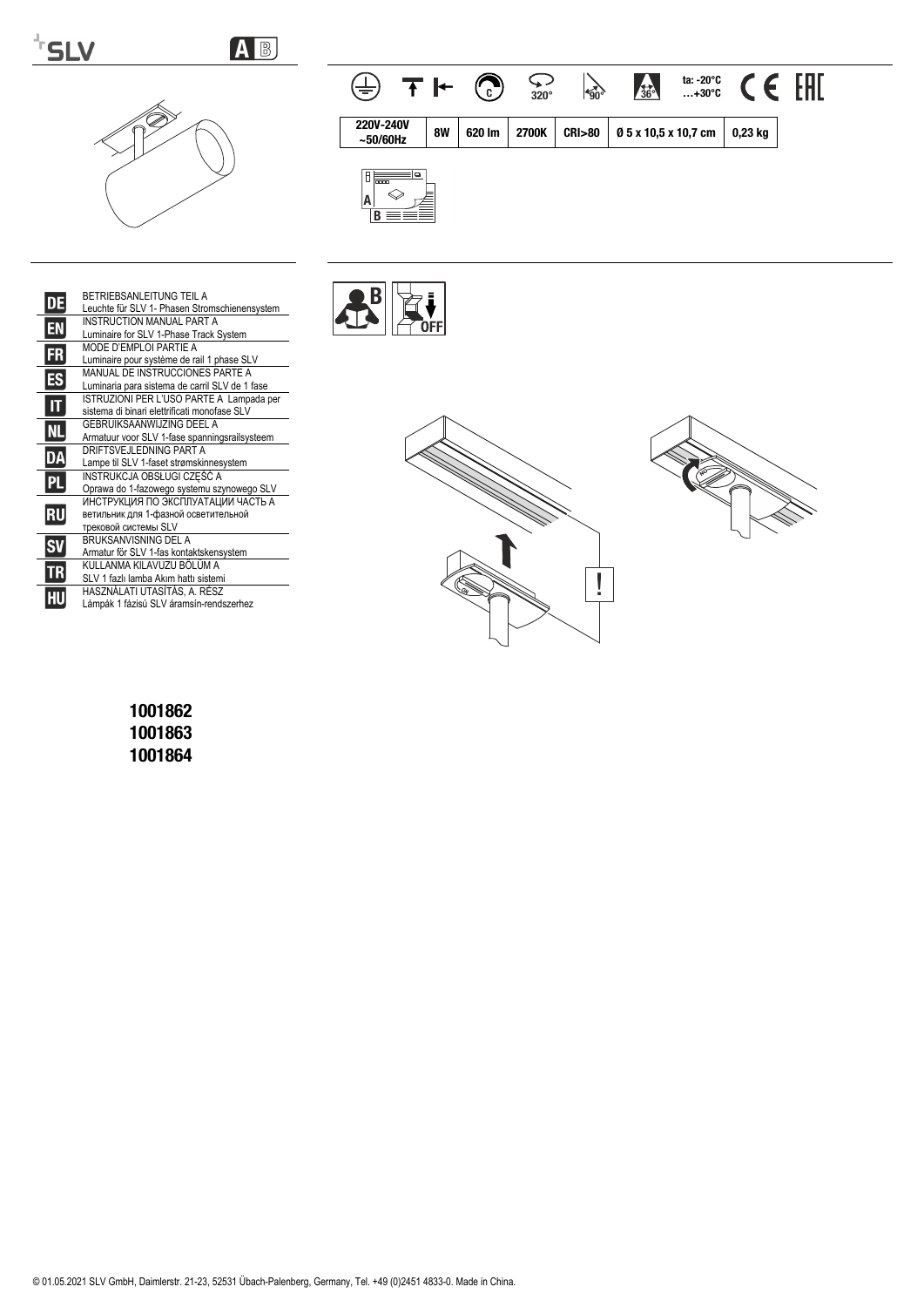SLV

A B

ta: -20°C …+30°C

| 220V-240V ~50/60Hz | 8W | 620 lm | 2700K | CRI>80 | Ø 5 x 10,5 x 10,7 cm | 0,23 kg |
|---|---|---|---|---|---|---|

320° 90° 36°

| | |
|---|---|
| DE | BETRIEBSANLEITUNG TEIL A<br>Leuchte für SLV 1- Phasen Stromschienensystem |
| EN | INSTRUCTION MANUAL PART A<br>Luminaire for SLV 1-Phase Track System |
| FR | MODE D'EMPLOI PARTIE A<br>Luminaire pour système de rail 1 phase SLV |
| ES | MANUAL DE INSTRUCCIONES PARTE A<br>Luminaria para sistema de carril SLV de 1 fase |
| IT | ISTRUZIONI PER L'USO PARTE A Lampada per sistema di binari elettrificati monofase SLV |
| NL | GEBRUIKSAANWIJZING DEEL A<br>Armatuur voor SLV 1-fase spanningsrailsysteem |
| DA | DRIFTSVEJLEDNING PART A<br>Lampe til SLV 1-faset strømskinnesystem |
| PL | INSTRUKCJA OBSŁUGI CZĘŚĆ A<br>Oprawa do 1-fazowego systemu szynowego SLV |
| RU | ИНСТРУКЦИЯ ПО ЭКСПЛУАТАЦИИ ЧАСТЬ А<br>ветильник для 1-фазной осветительной трековой системы SLV |
| SV | BRUKSANVISNING DEL A<br>Armatur för SLV 1-fas kontaktskensystem |
| TR | KULLANMA KILAVUZU BÖLÜM A<br>SLV 1 fazlı lamba Akım hattı sistemi |
| HU | HASZNÁLATI UTASÍTÁS, A. RÉSZ<br>Lámpák 1 fázisú SLV áramsín-rendszerhez |

B OFF

!

**1001862**
**1001863**
**1001864**

© 01.05.2021 SLV GmbH, Daimlerstr. 21-23, 52531 Übach-Palenberg, Germany, Tel. +49 (0)2451 4833-0. Made in China.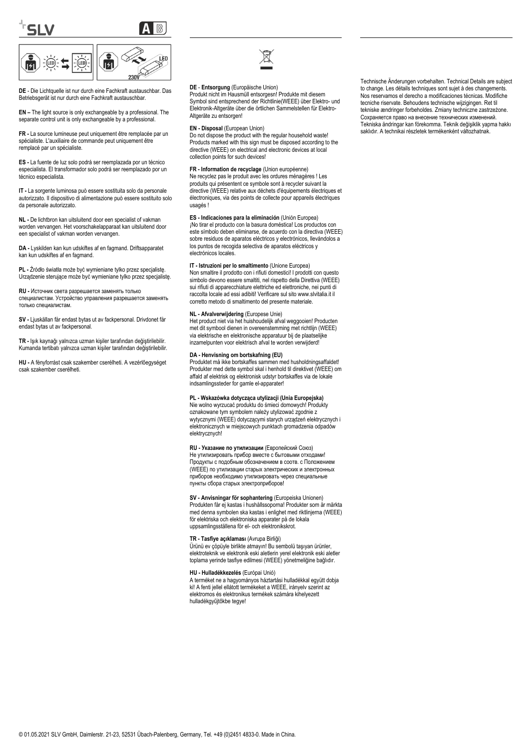SLV

A B

**DE** - Die Lichtquelle ist nur durch eine Fachkraft austauschbar. Das Betriebsgerät ist nur durch eine Fachkraft austauschbar.

**EN –** The light source is only exchangeable by a professional. The separate control unit is only exchangeable by a professional.

**FR -** La source lumineuse peut uniquement être remplacée par un spécialiste. L'auxiliaire de commande peut uniquement être remplacé par un spécialiste.

**ES -** La fuente de luz solo podrá ser reemplazada por un técnico especialista. El transformador solo podrá ser reemplazado por un técnico especialista.

**IT -** La sorgente luminosa può essere sostituita solo da personale autorizzato. Il dispositivo di alimentazione può essere sostituito solo da personale autorizzato.

**NL -** De lichtbron kan uitsluitend door een specialist of vakman worden vervangen. Het voorschakelapparaat kan uitsluitend door een specialist of vakman worden vervangen.

**DA -** Lyskilden kan kun udskiftes af en fagmand. Driftsapparatet kan kun udskiftes af en fagmand.

**PL -** Źródło światła może być wymieniane tylko przez specjalistę. Urządzenie sterujące może być wymieniane tylko przez specjalistę.

**RU -** Источник света разрешается заменять только специалистам. Устройство управления разрешается заменять только специалистам.

**SV -** Ljuskällan får endast bytas ut av fackpersonal. Drivdonet får endast bytas ut av fackpersonal.

**TR -** Işık kaynağı yalnızca uzman kişiler tarafından değiştirilebilir. Kumanda tertibatı yalnızca uzman kişiler tarafından değiştirilebilir.

**HU -** A fényforrást csak szakember cserélheti. A vezérlőegységet csak szakember cserélheti.

**DE** - **Entsorgung** (Europäische Union)
Produkt nicht im Hausmüll entsorgen! Produkte mit diesem Symbol sind entsprechend der Richtlinie(WEEE) über Elektro- und Elektronik-Altgeräte über die örtlichen Sammelstellen für Elektro-Altgeräte zu entsorgen!

**EN - Disposal** (European Union)
Do not dispose the product with the regular household waste! Products marked with this sign must be disposed according to the directive (WEEE) on electrical and electronic devices at local collection points for such devices!

**FR - Information de recyclage** (Union européenne)
Ne recyclez pas le produit avec les ordures ménagères ! Les produits qui présentent ce symbole sont à recycler suivant la directive (WEEE) relative aux déchets d'équipements électriques et électroniques, via des points de collecte pour appareils électriques usagés !

**ES - Indicaciones para la eliminación** (Unión Europea)
¡No tirar el producto con la basura doméstica! Los productos con este símbolo deben eliminarse, de acuerdo con la directiva (WEEE) sobre residuos de aparatos eléctricos y electrónicos, llevándolos a los puntos de recogida selectiva de aparatos eléctricos y electrónicos locales.

**IT - Istruzioni per lo smaltimento** (Unione Europea)
Non smaltire il prodotto con i rifiuti domestici! I prodotti con questo simbolo devono essere smaltiti, nel rispetto della Direttiva (WEEE) sui rifiuti di apparecchiature elettriche ed elettroniche, nei punti di raccolta locale ad essi adibiti! Verificare sul sito www.slvitalia.it il corretto metodo di smaltimento del presente materiale.

**NL - Afvalverwijdering** (Europese Unie)
Het product niet via het huishoudelijk afval weggooien! Producten met dit symbool dienen in overeenstemming met richtlijn (WEEE) via elektrische en elektronische apparatuur bij de plaatselijke inzamelpunten voor elektrisch afval te worden verwijderd!

**DA - Henvisning om bortskafning (EU)**
Produktet må ikke bortskaffes sammen med husholdningsaffaldet! Produkter med dette symbol skal i henhold til direktivet (WEEE) om affald af elektrisk og elektronisk udstyr bortskaffes via de lokale indsamlingssteder for gamle el-apparater!

**PL - Wskazówka dotycząca utylizacji (Unia Europejska)**
Nie wolno wyrzucać produktu do śmieci domowych! Produkty oznakowane tym symbolem należy utylizować zgodnie z wytycznymi (WEEE) dotyczącymi starych urządzeń elektrycznych i elektronicznych w miejscowych punktach gromadzenia odpadów elektrycznych!

**RU - Указание по утилизации** (Европейский Союз)
Не утилизировать прибор вместе с бытовыми отходами! Продукты с подобным обозначением в соотв. с Положением (WEEE) по утилизации старых электрических и электронных приборов необходимо утилизировать через специальные пункты сбора старых электроприборов!

**SV - Anvisningar för sophantering** (Europeiska Unionen)
Produkten får ej kastas i hushållssoporna! Produkter som är märkta med denna symbolen ska kastas i enlighet med riktlinjerna (WEEE) för elektriska och elektroniska apparater på de lokala uppsamlingsställena för el- och elektronikskrot.

**TR - Tasfiye açıklaması** (Avrupa Birliği)
Ürünü ev çöpüyle birlikte atmayın! Bu sembolü taşıyan ürünler, elektroteknik ve elektronik eski aletlerin yerel elektronik eski aletler toplama yerinde tasfiye edilmesi (WEEE) yönetmeliğine bağlıdır.

**HU - Hulladékkezelés** (Európai Unió)
A terméket ne a hagyományos háztartási hulladékkal együtt dobja ki! A fenti jellel ellátott termékeket a WEEE, irányelv szerint az elektromos és elektronikus termékek számára kihelyezett hulladékgyűjtőkbe tegye!

Technische Änderungen vorbehalten. Technical Details are subject to change. Les détails techniques sont sujet à des changements. Nos reservamos el derecho a modificaciones técnicas. Modifiche tecniche riservate. Behoudens technische wijzigingen. Ret til tekniske ændringer forbeholdes. Zmiany techniczne zastrzeżone. Сохраняется право на внесение технических изменений. Tekniska ändringar kan förekomma. Teknik değişiklik yapma hakkı saklıdır. A technikai részletek termékenként változhatnak.

© 01.05.2021 SLV GmbH, Daimlerstr. 21-23, 52531 Übach-Palenberg, Germany, Tel. +49 (0)2451 4833-0. Made in China.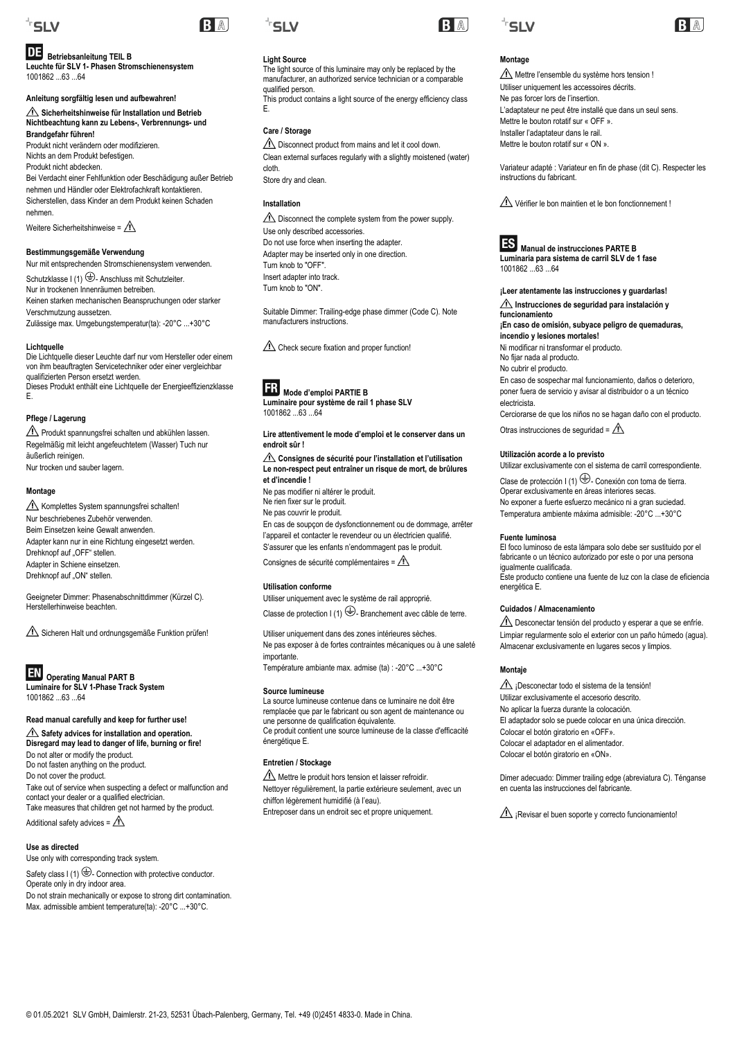## DE Betriebsanleitung TEIL B

**Leuchte für SLV 1- Phasen Stromschienensystem**
1001862 ...63 ...64

**Anleitung sorgfältig lesen und aufbewahren!**

**⚠ Sicherheitshinweise für Installation und Betrieb**
**Nichtbeachtung kann zu Lebens-, Verbrennungs- und Brandgefahr führen!**

Produkt nicht verändern oder modifizieren.
Nichts an dem Produkt befestigen.
Produkt nicht abdecken.
Bei Verdacht einer Fehlfunktion oder Beschädigung außer Betrieb nehmen und Händler oder Elektrofachkraft kontaktieren.
Sicherstellen, dass Kinder an dem Produkt keinen Schaden nehmen.
Weitere Sicherheitshinweise = ⚠

**Bestimmungsgemäße Verwendung**

Nur mit entsprechenden Stromschienensystem verwenden.
Schutzklasse I (1) ⏚- Anschluss mit Schutzleiter.
Nur in trockenen Innenräumen betreiben.
Keinen starken mechanischen Beanspruchungen oder starker Verschmutzung aussetzen.
Zulässige max. Umgebungstemperatur(ta): -20°C ...+30°C

**Lichtquelle**

Die Lichtquelle dieser Leuchte darf nur vom Hersteller oder einem von ihm beauftragten Servicetechniker oder einer vergleichbar qualifizierten Person ersetzt werden.
Dieses Produkt enthält eine Lichtquelle der Energieeffizienzklasse E.

**Pflege / Lagerung**

⚠ Produkt spannungsfrei schalten und abkühlen lassen.
Regelmäßig mit leicht angefeuchtetem (Wasser) Tuch nur äußerlich reinigen.
Nur trocken und sauber lagern.

**Montage**

⚠ Komplettes System spannungsfrei schalten!
Nur beschriebenes Zubehör verwenden.
Beim Einsetzen keine Gewalt anwenden.
Adapter kann nur in eine Richtung eingesetzt werden.
Drehknopf auf „OFF" stellen.
Adapter in Schiene einsetzen.
Drehknopf auf „ON" stellen.

Geeigneter Dimmer: Phasenabschnittdimmer (Kürzel C). Herstellerhinweise beachten.

⚠ Sicheren Halt und ordnungsgemäße Funktion prüfen!

## EN Operating Manual PART B

**Luminaire for SLV 1-Phase Track System**
1001862 ...63 ...64

**Read manual carefully and keep for further use!**

**⚠ Safety advices for installation and operation.**
**Disregard may lead to danger of life, burning or fire!**

Do not alter or modify the product.
Do not fasten anything on the product.
Do not cover the product.
Take out of service when suspecting a defect or malfunction and contact your dealer or a qualified electrician.
Take measures that children get not harmed by the product.
Additional safety advices = ⚠

**Use as directed**

Use only with corresponding track system.
Safety class I (1) ⏚- Connection with protective conductor.
Operate only in dry indoor area.
Do not strain mechanically or expose to strong dirt contamination.
Max. admissible ambient temperature(ta): -20°C ...+30°C.

**Light Source**

The light source of this luminaire may only be replaced by the manufacturer, an authorized service technician or a comparable qualified person.
This product contains a light source of the energy efficiency class E.

**Care / Storage**

⚠ Disconnect product from mains and let it cool down.
Clean external surfaces regularly with a slightly moistened (water) cloth.
Store dry and clean.

**Installation**

⚠ Disconnect the complete system from the power supply.
Use only described accessories.
Do not use force when inserting the adapter.
Adapter may be inserted only in one direction.
Turn knob to "OFF".
Insert adapter into track.
Turn knob to "ON".

Suitable Dimmer: Trailing-edge phase dimmer (Code C). Note manufacturers instructions.

⚠ Check secure fixation and proper function!

## FR Mode d'emploi PARTIE B

**Luminaire pour système de rail 1 phase SLV**
1001862 ...63 ...64

**Lire attentivement le mode d'emploi et le conserver dans un endroit sûr !**

**⚠ Consignes de sécurité pour l'installation et l'utilisation**
**Le non-respect peut entraîner un risque de mort, de brûlures et d'incendie !**

Ne pas modifier ni altérer le produit.
Ne rien fixer sur le produit.
Ne pas couvrir le produit.
En cas de soupçon de dysfonctionnement ou de dommage, arrêter l'appareil et contacter le revendeur ou un électricien qualifié.
S'assurer que les enfants n'endommagent pas le produit.
Consignes de sécurité complémentaires = ⚠

**Utilisation conforme**

Utiliser uniquement avec le système de rail approprié.
Classe de protection I (1) ⏚- Branchement avec câble de terre.

Utiliser uniquement dans des zones intérieures sèches.
Ne pas exposer à de fortes contraintes mécaniques ou à une saleté importante.
Température ambiante max. admise (ta) : -20°C ...+30°C

**Source lumineuse**

La source lumineuse contenue dans ce luminaire ne doit être remplacée que par le fabricant ou son agent de maintenance ou une personne de qualification équivalente.
Ce produit contient une source lumineuse de la classe d'efficacité énergétique E.

**Entretien / Stockage**

⚠ Mettre le produit hors tension et laisser refroidir.
Nettoyer régulièrement, la partie extérieure seulement, avec un chiffon légèrement humidifié (à l'eau).
Entreposer dans un endroit sec et propre uniquement.

**Montage**

⚠ Mettre l'ensemble du système hors tension !
Utiliser uniquement les accessoires décrits.
Ne pas forcer lors de l'insertion.
L'adaptateur ne peut être installé que dans un seul sens.
Mettre le bouton rotatif sur « OFF ».
Installer l'adaptateur dans le rail.
Mettre le bouton rotatif sur « ON ».

Variateur adapté : Variateur en fin de phase (dit C). Respecter les instructions du fabricant.

⚠ Vérifier le bon maintien et le bon fonctionnement !

## ES Manual de instrucciones PARTE B

**Luminaria para sistema de carril SLV de 1 fase**
1001862 ...63 ...64

**¡Leer atentamente las instrucciones y guardarlas!**

**⚠ Instrucciones de seguridad para instalación y funcionamiento**
**¡En caso de omisión, subyace peligro de quemaduras, incendio y lesiones mortales!**

Ni modificar ni transformar el producto.
No fijar nada al producto.
No cubrir el producto.
En caso de sospechar mal funcionamiento, daños o deterioro, poner fuera de servicio y avisar al distribuidor o a un técnico electricista.
Cerciorarse de que los niños no se hagan daño con el producto.
Otras instrucciones de seguridad = ⚠

**Utilización acorde a lo previsto**

Utilizar exclusivamente con el sistema de carril correspondiente.
Clase de protección I (1) ⏚- Conexión con toma de tierra.
Operar exclusivamente en áreas interiores secas.
No exponer a fuerte esfuerzo mecánico ni a gran suciedad.
Temperatura ambiente máxima admisible: -20°C ...+30°C

**Fuente luminosa**

El foco luminoso de esta lámpara solo debe ser sustituido por el fabricante o un técnico autorizado por este o por una persona igualmente cualificada.
Este producto contiene una fuente de luz con la clase de eficiencia energética E.

**Cuidados / Almacenamiento**

⚠ Desconectar tensión del producto y esperar a que se enfríe.
Limpiar regularmente solo el exterior con un paño húmedo (agua).
Almacenar exclusivamente en lugares secos y limpios.

**Montaje**

⚠ ¡Desconectar todo el sistema de la tensión!
Utilizar exclusivamente el accesorio descrito.
No aplicar la fuerza durante la colocación.
El adaptador solo se puede colocar en una única dirección.
Colocar el botón giratorio en «OFF».
Colocar el adaptador en el alimentador.
Colocar el botón giratorio en «ON».

Dimer adecuado: Dimmer trailing edge (abreviatura C). Ténganse en cuenta las instrucciones del fabricante.

⚠ ¡Revisar el buen soporte y correcto funcionamiento!

© 01.05.2021 SLV GmbH, Daimlerstr. 21-23, 52531 Übach-Palenberg, Germany, Tel. +49 (0)2451 4833-0. Made in China.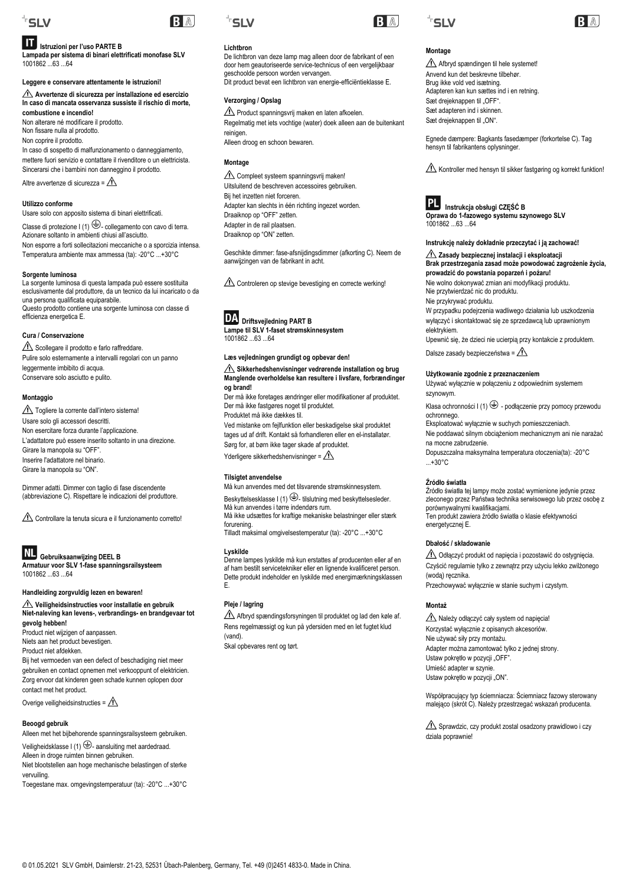## IT Istruzioni per l'uso PARTE B

**Lampada per sistema di binari elettrificati monofase SLV**
1001862 ...63 ...64

**Leggere e conservare attentamente le istruzioni!**

**⚠ Avvertenze di sicurezza per installazione ed esercizio**
**In caso di mancata osservanza sussiste il rischio di morte, combustione e incendio!**
Non alterare né modificare il prodotto.
Non fissare nulla al prodotto.
Non coprire il prodotto.
In caso di sospetto di malfunzionamento o danneggiamento, mettere fuori servizio e contattare il rivenditore o un elettricista.
Sincerarsi che i bambini non danneggino il prodotto.

Altre avvertenze di sicurezza = ⚠

**Utilizzo conforme**
Usare solo con apposito sistema di binari elettrificati.

Classe di protezione I (1) ⏚ - collegamento con cavo di terra.
Azionare soltanto in ambienti chiusi all'asciutto.
Non esporre a forti sollecitazioni meccaniche o a sporcizia intensa.
Temperatura ambiente max ammessa (ta): -20°C ...+30°C

**Sorgente luminosa**
La sorgente luminosa di questa lampada può essere sostituita esclusivamente dal produttore, da un tecnico da lui incaricato o da una persona qualificata equiparabile.
Questo prodotto contiene una sorgente luminosa con classe di efficienza energetica E.

**Cura / Conservazione**
⚠ Scollegare il prodotto e farlo raffreddare.
Pulire solo esternamente a intervalli regolari con un panno leggermente imbibito di acqua.
Conservare solo asciutto e pulito.

**Montaggio**
⚠ Togliere la corrente dall'intero sistema!
Usare solo gli accessori descritti.
Non esercitare forza durante l'applicazione.
L'adattatore può essere inserito soltanto in una direzione.
Girare la manopola su "OFF".
Inserire l'adattatore nel binario.
Girare la manopola su "ON".

Dimmer adatti. Dimmer con taglio di fase discendente (abbreviazione C). Rispettare le indicazioni del produttore.

⚠ Controllare la tenuta sicura e il funzionamento corretto!

## NL Gebruiksaanwijzing DEEL B

**Armatuur voor SLV 1-fase spanningsrailsysteem**
1001862 ...63 ...64

**Handleiding zorgvuldig lezen en bewaren!**

**⚠ Veiligheidsinstructies voor installatie en gebruik**
**Niet-naleving kan levens-, verbrandings- en brandgevaar tot gevolg hebben!**
Product niet wijzigen of aanpassen.
Niets aan het product bevestigen.
Product niet afdekken.
Bij het vermoeden van een defect of beschadiging niet meer gebruiken en contact opnemen met verkooppunt of elektricien.
Zorg ervoor dat kinderen geen schade kunnen oplopen door contact met het product.

Overige veiligheidsinstructies = ⚠

**Beoogd gebruik**
Alleen met het bijbehorende spanningsrailsysteem gebruiken.

Veiligheidsklasse I (1) ⏚ - aansluiting met aardedraad.
Alleen in droge ruimten binnen gebruiken.
Niet blootstellen aan hoge mechanische belastingen of sterke vervuiling.
Toegestane max. omgevingstemperatuur (ta): -20°C ...+30°C

**Lichtbron**
De lichtbron van deze lamp mag alleen door de fabrikant of een door hem geautoriseerde service-technicus of een vergelijkbaar geschoolde persoon worden vervangen.
Dit product bevat een lichtbron van energie-efficiëntieklasse E.

**Verzorging / Opslag**
⚠ Product spanningsvrij maken en laten afkoelen.
Regelmatig met iets vochtige (water) doek alleen aan de buitenkant reinigen.
Alleen droog en schoon bewaren.

**Montage**
⚠ Compleet systeem spanningsvrij maken!
Uitsluitend de beschreven accessoires gebruiken.
Bij het inzetten niet forceren.
Adapter kan slechts in één richting ingezet worden.
Draaiknop op "OFF" zetten.
Adapter in de rail plaatsen.
Draaiknop op "ON" zetten.

Geschikte dimmer: fase-afsnijdingsdimmer (afkorting C). Neem de aanwijzingen van de fabrikant in acht.

⚠ Controleren op stevige bevestiging en correcte werking!

## DA Driftsvejledning PART B

**Lampe til SLV 1-faset strømskinnesystem**
1001862 ...63 ...64

**Læs vejledningen grundigt og opbevar den!**

**⚠ Sikkerhedshenvisninger vedrørende installation og brug**
**Manglende overholdelse kan resultere i livsfare, forbrændinger og brand!**
Der må ikke foretages ændringer eller modifikationer af produktet.
Der må ikke fastgøres noget til produktet.
Produktet må ikke dækkes til.
Ved mistanke om fejlfunktion eller beskadigelse skal produktet tages ud af drift. Kontakt så forhandleren eller en el-installatør.
Sørg for, at børn ikke tager skade af produktet.

Yderligere sikkerhedshenvisninger = ⚠

**Tilsigtet anvendelse**
Må kun anvendes med det tilsvarende strømskinnesystem.

Beskyttelsesklasse I (1) ⏚ - tilslutning med beskyttelsesleder.
Må kun anvendes i tørre indendørs rum.
Må ikke udsættes for kraftige mekaniske belastninger eller stærk forurening.
Tilladt maksimal omgivelsestemperatur (ta): -20°C ...+30°C

**Lyskilde**
Denne lampes lyskilde må kun erstattes af producenten eller af en af ham bestilt servicetekniker eller en lignende kvalificeret person.
Dette produkt indeholder en lyskilde med energimærkningsklassen E.

**Pleje / lagring**
⚠ Afbryd spændingsforsyningen til produktet og lad den køle af.
Rens regelmæssigt og kun på ydersiden med en let fugtet klud (vand).
Skal opbevares rent og tørt.

**Montage**
⚠ Afbryd spændingen til hele systemet!
Anvend kun det beskrevne tilbehør.
Brug ikke vold ved isætning.
Adapteren kan kun sættes ind i en retning.
Sæt drejeknappen til „OFF".
Sæt adapteren ind i skinnen.
Sæt drejeknappen til „ON".

Egnede dæmpere: Bagkants fasedæmper (forkortelse C). Tag hensyn til fabrikantens oplysninger.

⚠ Kontroller med hensyn til sikker fastgøring og korrekt funktion!

## PL Instrukcja obsługi CZĘŚĆ B

**Oprawa do 1-fazowego systemu szynowego SLV**
1001862 ...63 ...64

**Instrukcję należy dokładnie przeczytać i ją zachować!**

**⚠ Zasady bezpiecznej instalacji i eksploatacji**
**Brak przestrzegania zasad może powodować zagrożenie życia, prowadzić do powstania poparzeń i pożaru!**
Nie wolno dokonywać zmian ani modyfikacji produktu.
Nie przytwierdzać nic do produktu.
Nie przykrywać produktu.
W przypadku podejrzenia wadliwego działania lub uszkodzenia wyłączyć i skontaktować się ze sprzedawcą lub uprawnionym elektrykiem.
Upewnić się, że dzieci nie ucierpią przy kontakcie z produktem.

Dalsze zasady bezpieczeństwa = ⚠

**Użytkowanie zgodnie z przeznaczeniem**
Używać wyłącznie w połączeniu z odpowiednim systemem szynowym.

Klasa ochronności I (1) ⏚ - podłączenie przy pomocy przewodu ochronnego.
Eksploatować wyłącznie w suchych pomieszczeniach.
Nie poddawać silnym obciążeniom mechanicznym ani nie narażać na mocne zabrudzenie.
Dopuszczalna maksymalna temperatura otoczenia(ta): -20°C ...+30°C

**Źródło światła**
Źródło światła tej lampy może zostać wymienione jedynie przez zleconego przez Państwa technika serwisowego lub przez osobę z porównywalnymi kwalifikacjami.
Ten produkt zawiera źródło światła o klasie efektywności energetycznej E.

**Dbałość / składowanie**
⚠ Odłączyć produkt od napięcia i pozostawić do ostygnięcia.
Czyścić regularnie tylko z zewnątrz przy użyciu lekko zwilżonego (wodą) ręcznika.
Przechowywać wyłącznie w stanie suchym i czystym.

**Montaż**
⚠ Należy odłączyć cały system od napięcia!
Korzystać wyłącznie z opisanych akcesoriów.
Nie używać siły przy montażu.
Adapter można zamontować tylko z jednej strony.
Ustaw pokrętło w pozycji „OFF".
Umieść adapter w szynie.
Ustaw pokrętło w pozycji „ON".

Współpracujący typ ściemniacza: Ściemniacz fazowy sterowany malejąco (skrót C). Należy przestrzegać wskazań producenta.

⚠ Sprawdzić, czy produkt został osadzony prawidłowo i czy działa poprawnie!

© 01.05.2021 SLV GmbH, Daimlerstr. 21-23, 52531 Übach-Palenberg, Germany, Tel. +49 (0)2451 4833-0. Made in China.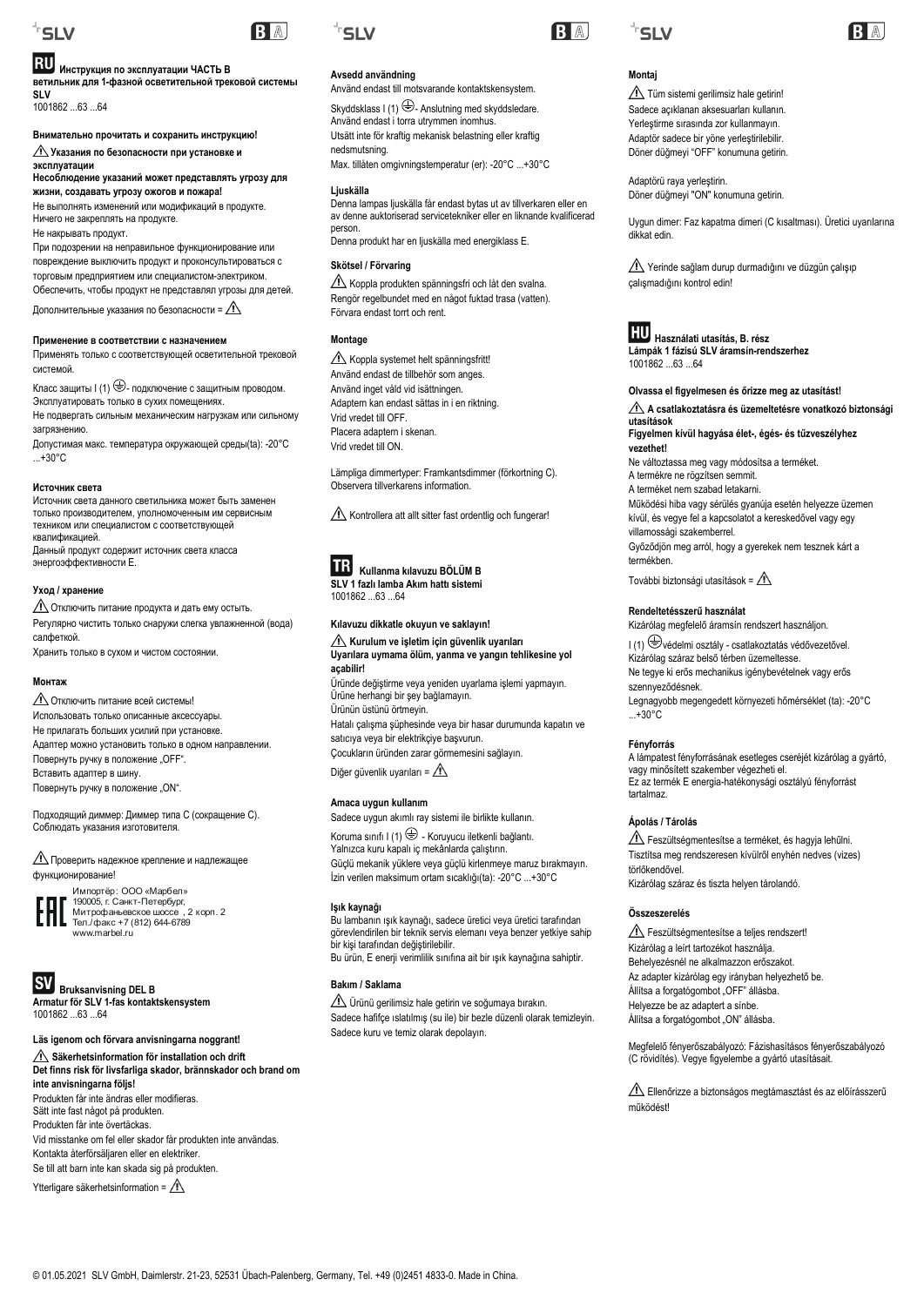**RU Инструкция по эксплуатации ЧАСТЬ B**
**ветильник для 1-фазной осветительной трековой системы SLV**
1001862 ...63 ...64

**Внимательно прочитать и сохранить инструкцию!**

**⚠ Указания по безопасности при установке и эксплуатации**
**Несоблюдение указаний может представлять угрозу для жизни, создавать угрозу ожогов и пожара!**
Не выполнять изменений или модификаций в продукте.
Ничего не закреплять на продукте.
Не накрывать продукт.
При подозрении на неправильное функционирование или повреждение выключить продукт и проконсультироваться с торговым предприятием или специалистом-электриком.
Обеспечить, чтобы продукт не представлял угрозы для детей.

Дополнительные указания по безопасности = ⚠

**Применение в соответствии с назначением**
Применять только с соответствующей осветительной трековой системой.

Класс защиты I (1) ⏚- подключение с защитным проводом.
Эксплуатировать только в сухих помещениях.
Не подвергать сильным механическим нагрузкам или сильному загрязнению.
Допустимая макс. температура окружающей среды(ta): -20°C ...+30°C

**Источник света**
Источник света данного светильника может быть заменен только производителем, уполномоченным им сервисным техником или специалистом с соответствующей квалификацией.
Данный продукт содержит источник света класса энергоэффективности E.

**Уход / хранение**
⚠ Отключить питание продукта и дать ему остыть.
Регулярно чистить только снаружи слегка увлажненной (вода) салфеткой.
Хранить только в сухом и чистом состоянии.

**Монтаж**
⚠ Отключить питание всей системы!
Использовать только описанные аксессуары.
Не прилагать больших усилий при установке.
Адаптер можно установить только в одном направлении.
Повернуть ручку в положение „OFF".
Вставить адаптер в шину.
Повернуть ручку в положение „ON".

Подходящий диммер: Диммер типа C (сокращение C).
Соблюдать указания изготовителя.

⚠ Проверить надежное крепление и надлежащее функционирование!

EAC
Импортёр: ООО «Марбел»
190005, г. Санкт-Петербург,
Митрофаньевское шоссе , 2 корп. 2
Тел./факс +7 (812) 644-6789
www.marbel.ru

**SV Bruksanvisning DEL B**
**Armatur för SLV 1-fas kontaktskensystem**
1001862 ...63 ...64

**Läs igenom och förvara anvisningarna noggrant!**

**⚠ Säkerhetsinformation för installation och drift**
**Det finns risk för livsfarliga skador, brännskador och brand om inte anvisningarna följs!**
Produkten får inte ändras eller modifieras.
Sätt inte fast något på produkten.
Produkten får inte övertäckas.
Vid misstanke om fel eller skador får produkten inte användas.
Kontakta återförsäljaren eller en elektriker.
Se till att barn inte kan skada sig på produkten.

Ytterligare säkerhetsinformation = ⚠

**Avsedd användning**
Använd endast till motsvarande kontaktskensystem.

Skyddsklass I (1) ⏚- Anslutning med skyddsledare.
Använd endast i torra utrymmen inomhus.
Utsätt inte för kraftig mekanisk belastning eller kraftig nedsmutsning.
Max. tillåten omgivningstemperatur (er): -20°C ...+30°C

**Ljuskälla**
Denna lampas ljuskälla får endast bytas ut av tillverkaren eller en av denne auktoriserad servicetekniker eller en liknande kvalificerad person.
Denna produkt har en ljuskälla med energiklass E.

**Skötsel / Förvaring**
⚠ Koppla produkten spänningsfri och låt den svalna.
Rengör regelbundet med en något fuktad trasa (vatten).
Förvara endast torrt och rent.

**Montage**
⚠ Koppla systemet helt spänningsfritt!
Använd endast de tillbehör som anges.
Använd inget våld vid isättningen.
Adaptern kan endast sättas in i en riktning.
Vrid vredet till OFF.
Placera adaptern i skenan.
Vrid vredet till ON.

Lämpliga dimmertyper: Framkantsdimmer (förkortning C).
Observera tillverkarens information.

⚠ Kontrollera att allt sitter fast ordentlig och fungerar!

**TR Kullanma kılavuzu BÖLÜM B**
**SLV 1 fazlı lamba Akım hattı sistemi**
1001862 ...63 ...64

**Kılavuzu dikkatle okuyun ve saklayın!**

**⚠ Kurulum ve işletim için güvenlik uyarıları**
**Uyarılara uymama ölüm, yanma ve yangın tehlikesine yol açabilir!**
Üründe değiştirme veya yeniden uyarlama işlemi yapmayın.
Ürüne herhangi bir şey bağlamayın.
Ürünün üstünü örtmeyin.
Hatalı çalışma şüphesinde veya bir hasar durumunda kapatın ve satıcıya veya bir elektrikçiye başvurun.
Çocukların üründen zarar görmemesini sağlayın.

Diğer güvenlik uyarıları = ⚠

**Amaca uygun kullanım**
Sadece uygun akımlı ray sistemi ile birlikte kullanın.

Koruma sınıfı I (1) ⏚ - Koruyucu iletkenli bağlantı.
Yalnızca kuru kapalı iç mekânlarda çalıştırın.
Güçlü mekanik yüklere veya güçlü kirlenmeye maruz bırakmayın.
İzin verilen maksimum ortam sıcaklığı(ta): -20°C ...+30°C

**Işık kaynağı**
Bu lambanın ışık kaynağı, sadece üretici veya üretici tarafından görevlendirilen bir teknik servis elemanı veya benzer yetkiye sahip bir kişi tarafından değiştirilebilir.
Bu ürün, E enerji verimlilik sınıfına ait bir ışık kaynağına sahiptir.

**Bakım / Saklama**
⚠ Ürünü gerilimsiz hale getirin ve soğumaya bırakın.
Sadece hafifçe ıslatılmış (su ile) bir bezle düzenli olarak temizleyin.
Sadece kuru ve temiz olarak depolayın.

**Montaj**
⚠ Tüm sistemi gerilimsiz hale getirin!
Sadece açıklanan aksesuarları kullanın.
Yerleştirme sırasında zor kullanmayın.
Adaptör sadece bir yöne yerleştirilebilir.
Döner düğmeyi "OFF" konumuna getirin.

Adaptörü raya yerleştirin.
Döner düğmeyi "ON" konumuna getirin.

Uygun dimer: Faz kapatma dimeri (C kısaltması). Üretici uyarılarına dikkat edin.

⚠ Yerinde sağlam durup durmadığını ve düzgün çalışıp çalışmadığını kontrol edin!

**HU Használati utasítás, B. rész**
**Lámpák 1 fázisú SLV áramsín-rendszerhez**
1001862 ...63 ...64

**Olvassa el figyelmesen és őrizze meg az utasítást!**

**⚠ A csatlakoztatásra és üzemeltetésre vonatkozó biztonsági utasítások**
**Figyelmen kívül hagyása élet-, égés- és tűzveszélyhez vezethet!**
Ne változtassa meg vagy módosítsa a terméket.
A termékre ne rögzítsen semmit.
A terméket nem szabad letakarni.
Működési hiba vagy sérülés gyanúja esetén helyezze üzemen kívül, és vegye fel a kapcsolatot a kereskedővel vagy egy villamossági szakemberrel.
Győződjön meg arról, hogy a gyerekek nem tesznek kárt a termékben.

További biztonsági utasítások = ⚠

**Rendeltetésszerű használat**
Kizárólag megfelelő áramsín rendszert használjon.

I (1) ⏚védelmi osztály - csatlakoztatás védővezetővel.
Kizárólag száraz belső térben üzemeltesse.
Ne tegye ki erős mechanikus igénybevételnek vagy erős szennyeződésnek.
Legnagyobb megengedett környezeti hőmérséklet (ta): -20°C ...+30°C

**Fényforrás**
A lámpatest fényforrásának esetleges cseréjét kizárólag a gyártó, vagy minősített szakember végezheti el.
Ez az termék E energia-hatékonysági osztályú fényforrást tartalmaz.

**Ápolás / Tárolás**
⚠ Feszültségmentesítse a terméket, és hagyja lehűlni.
Tisztítsa meg rendszeresen kívülről enyhén nedves (vizes) törlőkendővel.
Kizárólag száraz és tiszta helyen tárolandó.

**Összeszerelés**
⚠ Feszültségmentesítse a teljes rendszert!
Kizárólag a leírt tartozékot használja.
Behelyezésnél ne alkalmazzon erőszakot.
Az adapter kizárólag egy irányban helyezhető be.
Állítsa a forgatógombot „OFF" állásba.
Helyezze be az adaptert a sínbe.
Állítsa a forgatógombot „ON" állásba.

Megfelelő fényerőszabályozó: Fázishasításos fényerőszabályozó (C rövidítés). Vegye figyelembe a gyártó utasításait.

⚠ Ellenőrizze a biztonságos megtámasztást és az előírásszerű működést!

© 01.05.2021 SLV GmbH, Daimlerstr. 21-23, 52531 Übach-Palenberg, Germany, Tel. +49 (0)2451 4833-0. Made in China.